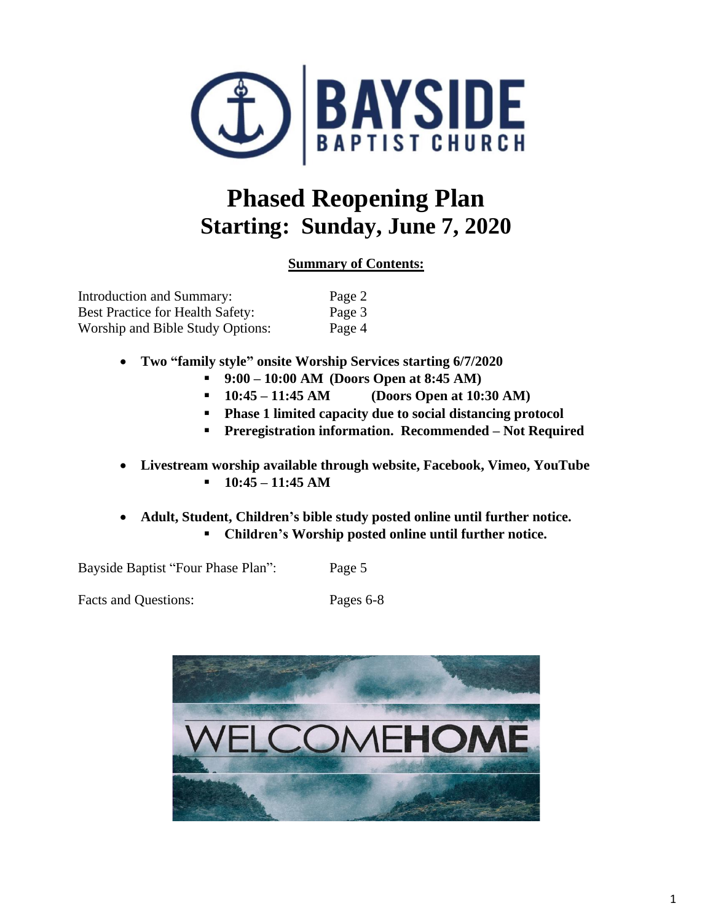BAYSIDE
BAPTIST CHURCH

# Phased Reopening Plan
# Starting: Sunday, June 7, 2020

**Summary of Contents:**

| | |
|---|---|
| Introduction and Summary: | Page 2 |
| Best Practice for Health Safety: | Page 3 |
| Worship and Bible Study Options: | Page 4 |

- **Two "family style" onsite Worship Services starting 6/7/2020**
  - **9:00 – 10:00 AM (Doors Open at 8:45 AM)**
  - **10:45 – 11:45 AM (Doors Open at 10:30 AM)**
  - **Phase 1 limited capacity due to social distancing protocol**
  - **Preregistration information. Recommended – Not Required**
- **Livestream worship available through website, Facebook, Vimeo, YouTube**
  - **10:45 – 11:45 AM**
- **Adult, Student, Children's bible study posted online until further notice.**
  - **Children's Worship posted online until further notice.**

| | |
|---|---|
| Bayside Baptist "Four Phase Plan": | Page 5 |
| Facts and Questions: | Pages 6-8 |

WELCOME**HOME**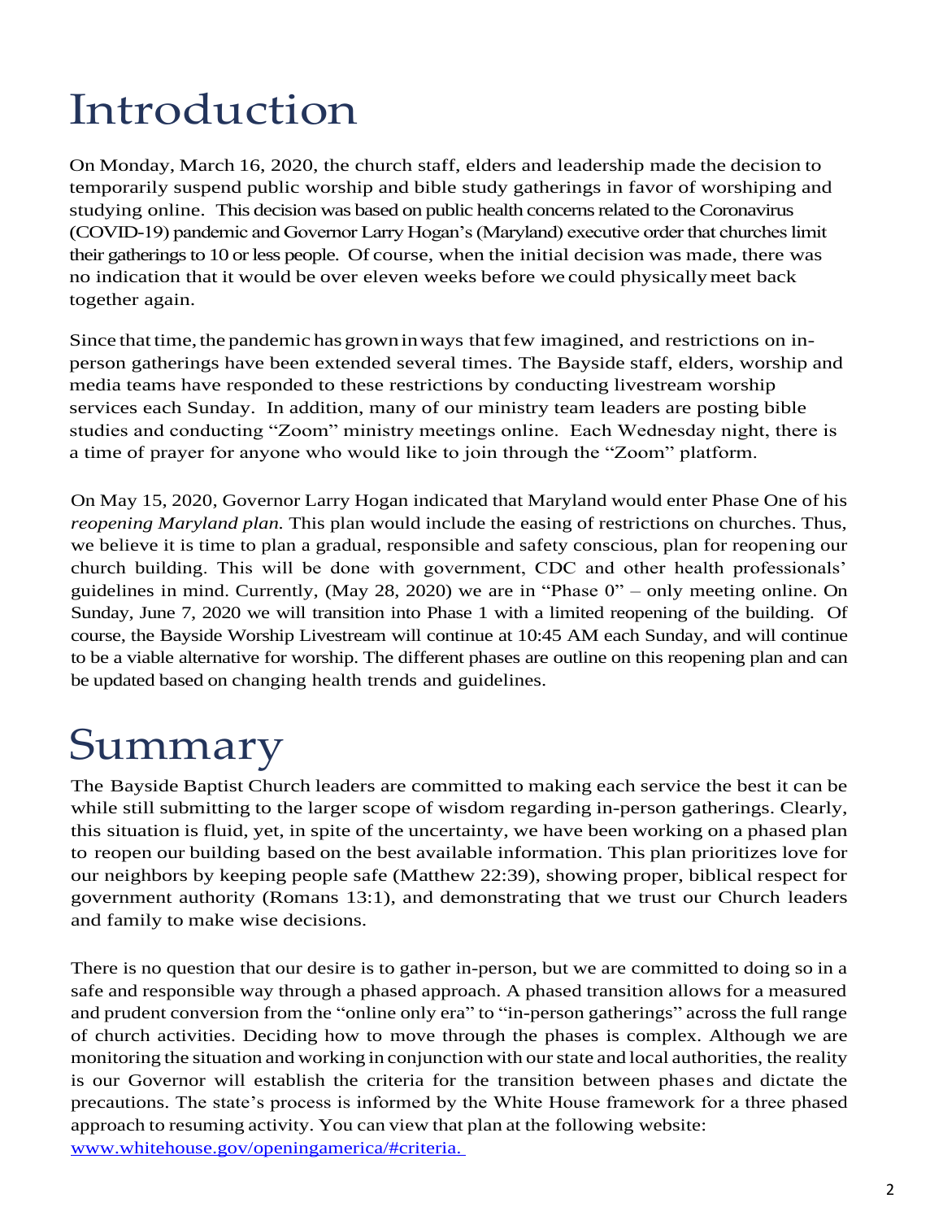# Introduction

On Monday, March 16, 2020, the church staff, elders and leadership made the decision to temporarily suspend public worship and bible study gatherings in favor of worshiping and studying online. This decision was based on public health concerns related to the Coronavirus (COVID-19) pandemic and Governor Larry Hogan's (Maryland) executive order that churches limit their gatherings to 10 or less people. Of course, when the initial decision was made, there was no indication that it would be over eleven weeks before we could physically meet back together again.

Since that time, the pandemic has grown in ways that few imagined, and restrictions on in-person gatherings have been extended several times. The Bayside staff, elders, worship and media teams have responded to these restrictions by conducting livestream worship services each Sunday. In addition, many of our ministry team leaders are posting bible studies and conducting "Zoom" ministry meetings online. Each Wednesday night, there is a time of prayer for anyone who would like to join through the "Zoom" platform.

On May 15, 2020, Governor Larry Hogan indicated that Maryland would enter Phase One of his *reopening Maryland plan.* This plan would include the easing of restrictions on churches. Thus, we believe it is time to plan a gradual, responsible and safety conscious, plan for reopening our church building. This will be done with government, CDC and other health professionals' guidelines in mind. Currently, (May 28, 2020) we are in "Phase 0" – only meeting online. On Sunday, June 7, 2020 we will transition into Phase 1 with a limited reopening of the building. Of course, the Bayside Worship Livestream will continue at 10:45 AM each Sunday, and will continue to be a viable alternative for worship. The different phases are outline on this reopening plan and can be updated based on changing health trends and guidelines.

# Summary

The Bayside Baptist Church leaders are committed to making each service the best it can be while still submitting to the larger scope of wisdom regarding in-person gatherings. Clearly, this situation is fluid, yet, in spite of the uncertainty, we have been working on a phased plan to reopen our building based on the best available information. This plan prioritizes love for our neighbors by keeping people safe (Matthew 22:39), showing proper, biblical respect for government authority (Romans 13:1), and demonstrating that we trust our Church leaders and family to make wise decisions.

There is no question that our desire is to gather in-person, but we are committed to doing so in a safe and responsible way through a phased approach. A phased transition allows for a measured and prudent conversion from the "online only era" to "in-person gatherings" across the full range of church activities. Deciding how to move through the phases is complex. Although we are monitoring the situation and working in conjunction with our state and local authorities, the reality is our Governor will establish the criteria for the transition between phases and dictate the precautions. The state's process is informed by the White House framework for a three phased approach to resuming activity. You can view that plan at the following website: www.whitehouse.gov/openingamerica/#criteria.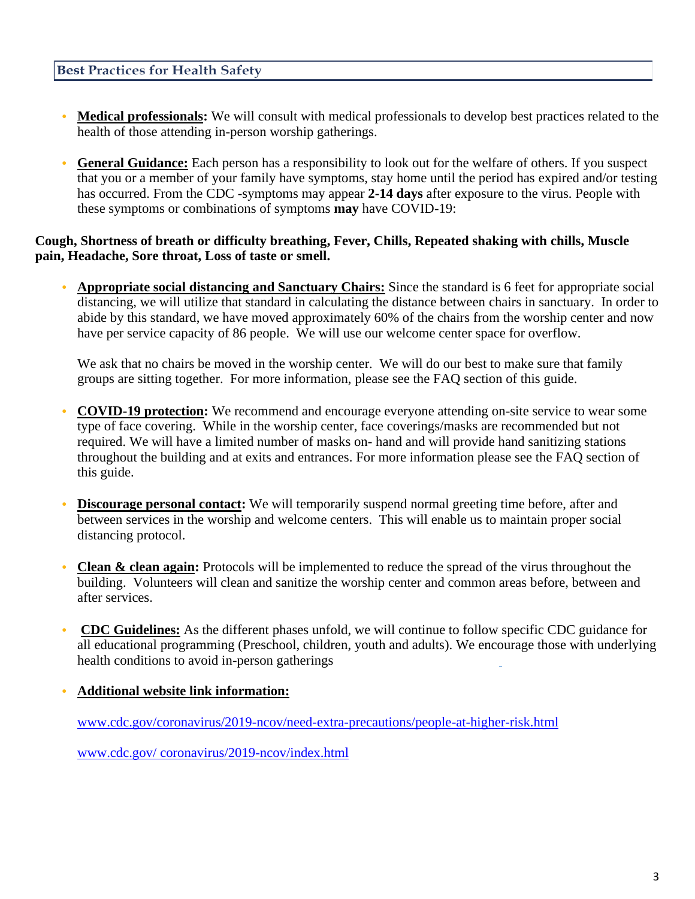## Best Practices for Health Safety

- **Medical professionals:** We will consult with medical professionals to develop best practices related to the health of those attending in-person worship gatherings.

- **General Guidance:** Each person has a responsibility to look out for the welfare of others. If you suspect that you or a member of your family have symptoms, stay home until the period has expired and/or testing has occurred. From the CDC -symptoms may appear **2-14 days** after exposure to the virus. People with these symptoms or combinations of symptoms **may** have COVID-19:

**Cough, Shortness of breath or difficulty breathing, Fever, Chills, Repeated shaking with chills, Muscle pain, Headache, Sore throat, Loss of taste or smell.**

- **Appropriate social distancing and Sanctuary Chairs:** Since the standard is 6 feet for appropriate social distancing, we will utilize that standard in calculating the distance between chairs in sanctuary. In order to abide by this standard, we have moved approximately 60% of the chairs from the worship center and now have per service capacity of 86 people. We will use our welcome center space for overflow.

  We ask that no chairs be moved in the worship center. We will do our best to make sure that family groups are sitting together. For more information, please see the FAQ section of this guide.

- **COVID-19 protection:** We recommend and encourage everyone attending on-site service to wear some type of face covering. While in the worship center, face coverings/masks are recommended but not required. We will have a limited number of masks on- hand and will provide hand sanitizing stations throughout the building and at exits and entrances. For more information please see the FAQ section of this guide.

- **Discourage personal contact:** We will temporarily suspend normal greeting time before, after and between services in the worship and welcome centers. This will enable us to maintain proper social distancing protocol.

- **Clean & clean again:** Protocols will be implemented to reduce the spread of the virus throughout the building. Volunteers will clean and sanitize the worship center and common areas before, between and after services.

- **CDC Guidelines:** As the different phases unfold, we will continue to follow specific CDC guidance for all educational programming (Preschool, children, youth and adults). We encourage those with underlying health conditions to avoid in-person gatherings

- **Additional website link information:**

  www.cdc.gov/coronavirus/2019-ncov/need-extra-precautions/people-at-higher-risk.html

  www.cdc.gov/ coronavirus/2019-ncov/index.html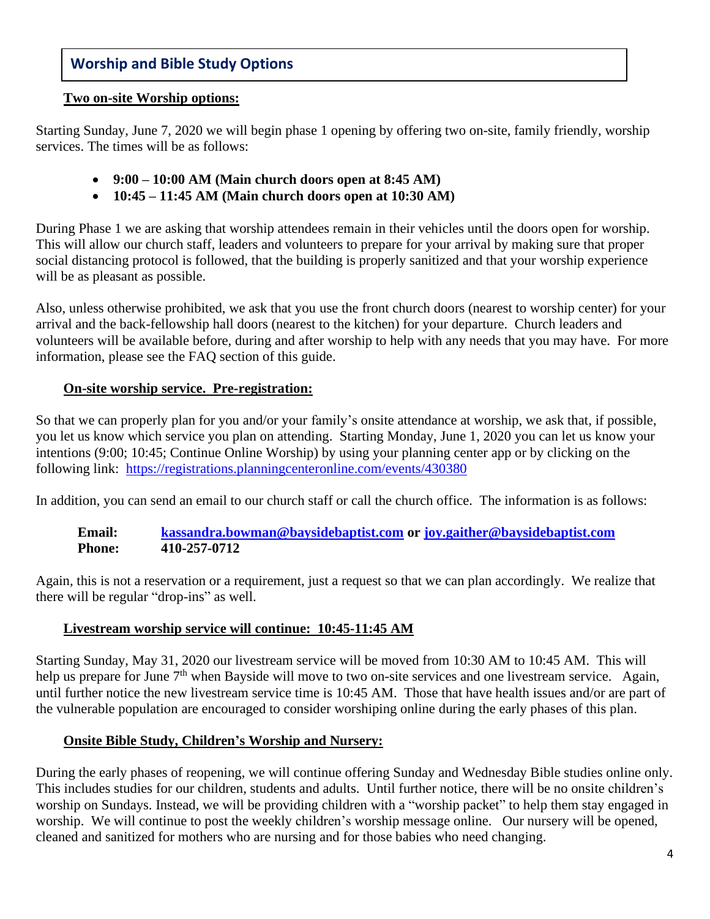## Worship and Bible Study Options

**Two on-site Worship options:**

Starting Sunday, June 7, 2020 we will begin phase 1 opening by offering two on-site, family friendly, worship services. The times will be as follows:

- **9:00 – 10:00 AM (Main church doors open at 8:45 AM)**
- **10:45 – 11:45 AM (Main church doors open at 10:30 AM)**

During Phase 1 we are asking that worship attendees remain in their vehicles until the doors open for worship. This will allow our church staff, leaders and volunteers to prepare for your arrival by making sure that proper social distancing protocol is followed, that the building is properly sanitized and that your worship experience will be as pleasant as possible.

Also, unless otherwise prohibited, we ask that you use the front church doors (nearest to worship center) for your arrival and the back-fellowship hall doors (nearest to the kitchen) for your departure. Church leaders and volunteers will be available before, during and after worship to help with any needs that you may have. For more information, please see the FAQ section of this guide.

**On-site worship service. Pre-registration:**

So that we can properly plan for you and/or your family's onsite attendance at worship, we ask that, if possible, you let us know which service you plan on attending. Starting Monday, June 1, 2020 you can let us know your intentions (9:00; 10:45; Continue Online Worship) by using your planning center app or by clicking on the following link: https://registrations.planningcenteronline.com/events/430380

In addition, you can send an email to our church staff or call the church office. The information is as follows:

**Email:** **kassandra.bowman@baysidebaptist.com or joy.gaither@baysidebaptist.com**
**Phone:** **410-257-0712**

Again, this is not a reservation or a requirement, just a request so that we can plan accordingly. We realize that there will be regular "drop-ins" as well.

**Livestream worship service will continue: 10:45-11:45 AM**

Starting Sunday, May 31, 2020 our livestream service will be moved from 10:30 AM to 10:45 AM. This will help us prepare for June 7th when Bayside will move to two on-site services and one livestream service. Again, until further notice the new livestream service time is 10:45 AM. Those that have health issues and/or are part of the vulnerable population are encouraged to consider worshiping online during the early phases of this plan.

**Onsite Bible Study, Children's Worship and Nursery:**

During the early phases of reopening, we will continue offering Sunday and Wednesday Bible studies online only. This includes studies for our children, students and adults. Until further notice, there will be no onsite children's worship on Sundays. Instead, we will be providing children with a "worship packet" to help them stay engaged in worship. We will continue to post the weekly children's worship message online. Our nursery will be opened, cleaned and sanitized for mothers who are nursing and for those babies who need changing.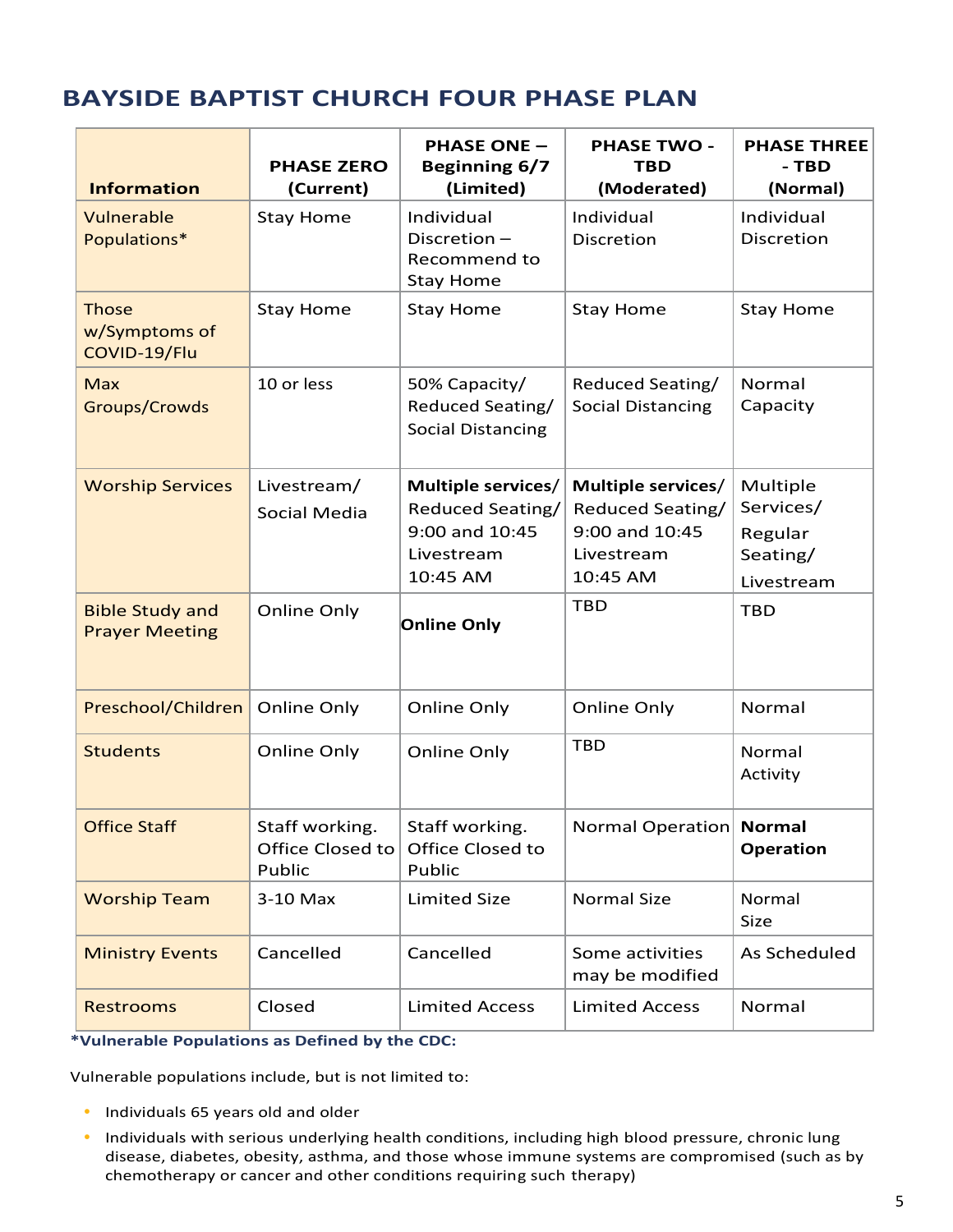# BAYSIDE BAPTIST CHURCH FOUR PHASE PLAN

| Information | PHASE ZERO (Current) | PHASE ONE – Beginning 6/7 (Limited) | PHASE TWO - TBD (Moderated) | PHASE THREE - TBD (Normal) |
|---|---|---|---|---|
| Vulnerable Populations* | Stay Home | Individual Discretion – Recommend to Stay Home | Individual Discretion | Individual Discretion |
| Those w/Symptoms of COVID-19/Flu | Stay Home | Stay Home | Stay Home | Stay Home |
| Max Groups/Crowds | 10 or less | 50% Capacity/ Reduced Seating/ Social Distancing | Reduced Seating/ Social Distancing | Normal Capacity |
| Worship Services | Livestream/ Social Media | **Multiple services/** Reduced Seating/ 9:00 and 10:45 Livestream 10:45 AM | **Multiple services/** Reduced Seating/ 9:00 and 10:45 Livestream 10:45 AM | Multiple Services/ Regular Seating/ Livestream |
| Bible Study and Prayer Meeting | Online Only | **Online Only** | TBD | TBD |
| Preschool/Children | Online Only | Online Only | Online Only | Normal |
| Students | Online Only | Online Only | TBD | Normal Activity |
| Office Staff | Staff working. Office Closed to Public | Staff working. Office Closed to Public | Normal Operation | **Normal Operation** |
| Worship Team | 3-10 Max | Limited Size | Normal Size | Normal Size |
| Ministry Events | Cancelled | Cancelled | Some activities may be modified | As Scheduled |
| Restrooms | Closed | Limited Access | Limited Access | Normal |

***Vulnerable Populations as Defined by the CDC:**

Vulnerable populations include, but is not limited to:

- Individuals 65 years old and older
- Individuals with serious underlying health conditions, including high blood pressure, chronic lung disease, diabetes, obesity, asthma, and those whose immune systems are compromised (such as by chemotherapy or cancer and other conditions requiring such therapy)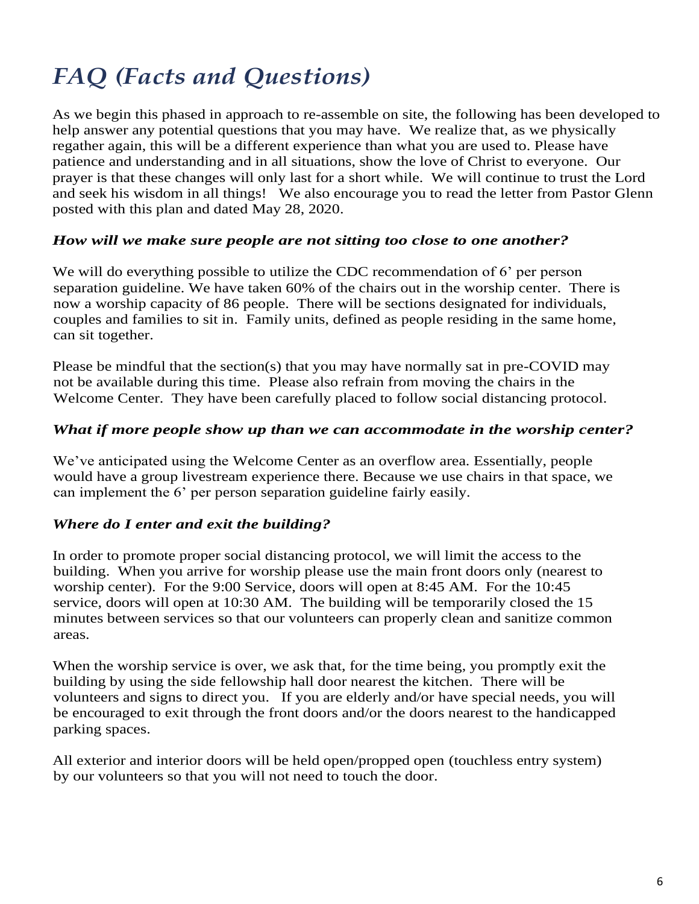# *FAQ (Facts and Questions)*

As we begin this phased in approach to re-assemble on site, the following has been developed to help answer any potential questions that you may have. We realize that, as we physically regather again, this will be a different experience than what you are used to. Please have patience and understanding and in all situations, show the love of Christ to everyone. Our prayer is that these changes will only last for a short while. We will continue to trust the Lord and seek his wisdom in all things! We also encourage you to read the letter from Pastor Glenn posted with this plan and dated May 28, 2020.

### ***How will we make sure people are not sitting too close to one another?***

We will do everything possible to utilize the CDC recommendation of 6' per person separation guideline. We have taken 60% of the chairs out in the worship center. There is now a worship capacity of 86 people. There will be sections designated for individuals, couples and families to sit in. Family units, defined as people residing in the same home, can sit together.

Please be mindful that the section(s) that you may have normally sat in pre-COVID may not be available during this time. Please also refrain from moving the chairs in the Welcome Center. They have been carefully placed to follow social distancing protocol.

### ***What if more people show up than we can accommodate in the worship center?***

We've anticipated using the Welcome Center as an overflow area. Essentially, people would have a group livestream experience there. Because we use chairs in that space, we can implement the 6' per person separation guideline fairly easily.

### ***Where do I enter and exit the building?***

In order to promote proper social distancing protocol, we will limit the access to the building. When you arrive for worship please use the main front doors only (nearest to worship center). For the 9:00 Service, doors will open at 8:45 AM. For the 10:45 service, doors will open at 10:30 AM. The building will be temporarily closed the 15 minutes between services so that our volunteers can properly clean and sanitize common areas.

When the worship service is over, we ask that, for the time being, you promptly exit the building by using the side fellowship hall door nearest the kitchen. There will be volunteers and signs to direct you. If you are elderly and/or have special needs, you will be encouraged to exit through the front doors and/or the doors nearest to the handicapped parking spaces.

All exterior and interior doors will be held open/propped open (touchless entry system) by our volunteers so that you will not need to touch the door.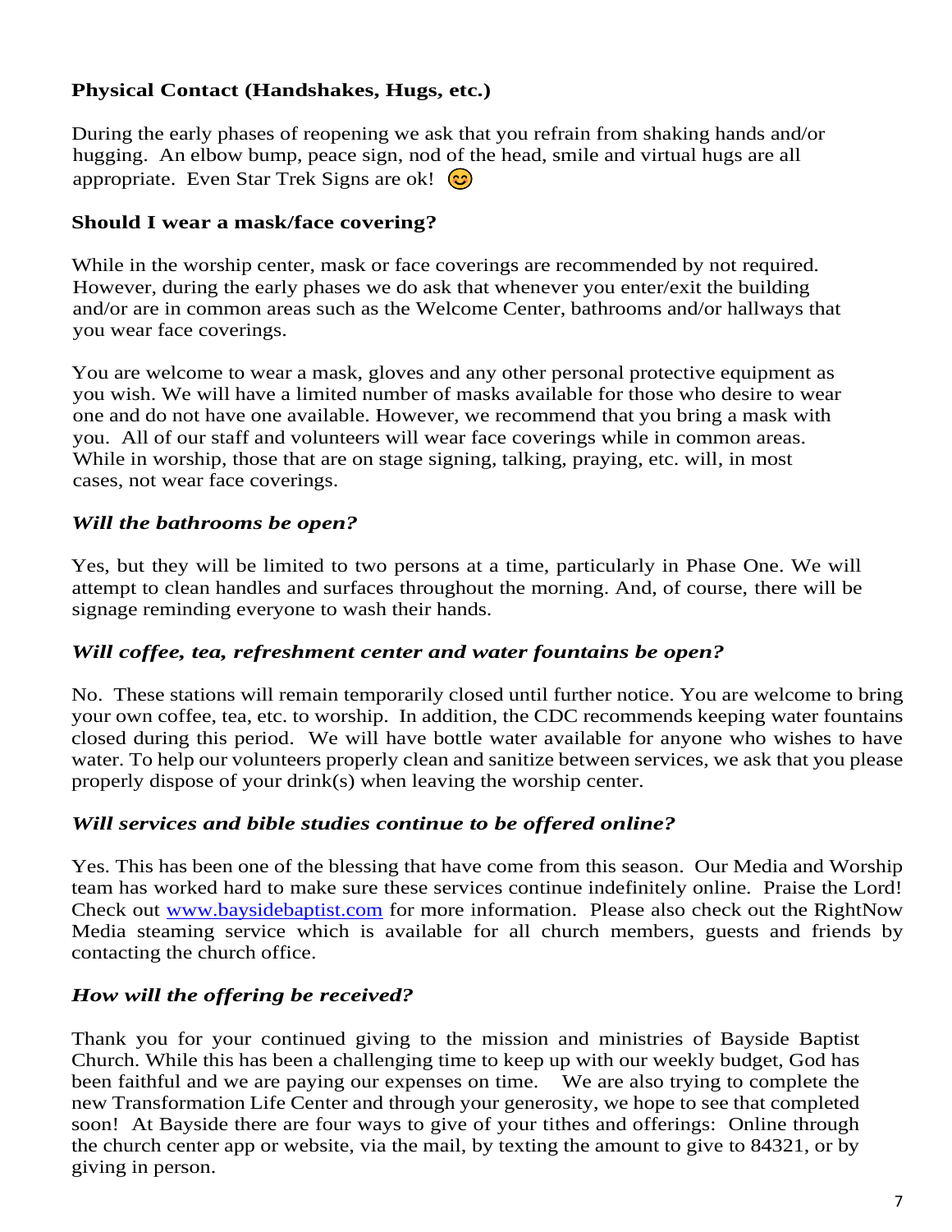**Physical Contact (Handshakes, Hugs, etc.)**

During the early phases of reopening we ask that you refrain from shaking hands and/or hugging. An elbow bump, peace sign, nod of the head, smile and virtual hugs are all appropriate. Even Star Trek Signs are ok! 😊

**Should I wear a mask/face covering?**

While in the worship center, mask or face coverings are recommended by not required. However, during the early phases we do ask that whenever you enter/exit the building and/or are in common areas such as the Welcome Center, bathrooms and/or hallways that you wear face coverings.

You are welcome to wear a mask, gloves and any other personal protective equipment as you wish. We will have a limited number of masks available for those who desire to wear one and do not have one available. However, we recommend that you bring a mask with you. All of our staff and volunteers will wear face coverings while in common areas. While in worship, those that are on stage signing, talking, praying, etc. will, in most cases, not wear face coverings.

***Will the bathrooms be open?***

Yes, but they will be limited to two persons at a time, particularly in Phase One. We will attempt to clean handles and surfaces throughout the morning. And, of course, there will be signage reminding everyone to wash their hands.

***Will coffee, tea, refreshment center and water fountains be open?***

No. These stations will remain temporarily closed until further notice. You are welcome to bring your own coffee, tea, etc. to worship. In addition, the CDC recommends keeping water fountains closed during this period. We will have bottle water available for anyone who wishes to have water. To help our volunteers properly clean and sanitize between services, we ask that you please properly dispose of your drink(s) when leaving the worship center.

***Will services and bible studies continue to be offered online?***

Yes. This has been one of the blessing that have come from this season. Our Media and Worship team has worked hard to make sure these services continue indefinitely online. Praise the Lord! Check out [www.baysidebaptist.com](http://www.baysidebaptist.com) for more information. Please also check out the RightNow Media steaming service which is available for all church members, guests and friends by contacting the church office.

***How will the offering be received?***

Thank you for your continued giving to the mission and ministries of Bayside Baptist Church. While this has been a challenging time to keep up with our weekly budget, God has been faithful and we are paying our expenses on time. We are also trying to complete the new Transformation Life Center and through your generosity, we hope to see that completed soon! At Bayside there are four ways to give of your tithes and offerings: Online through the church center app or website, via the mail, by texting the amount to give to 84321, or by giving in person.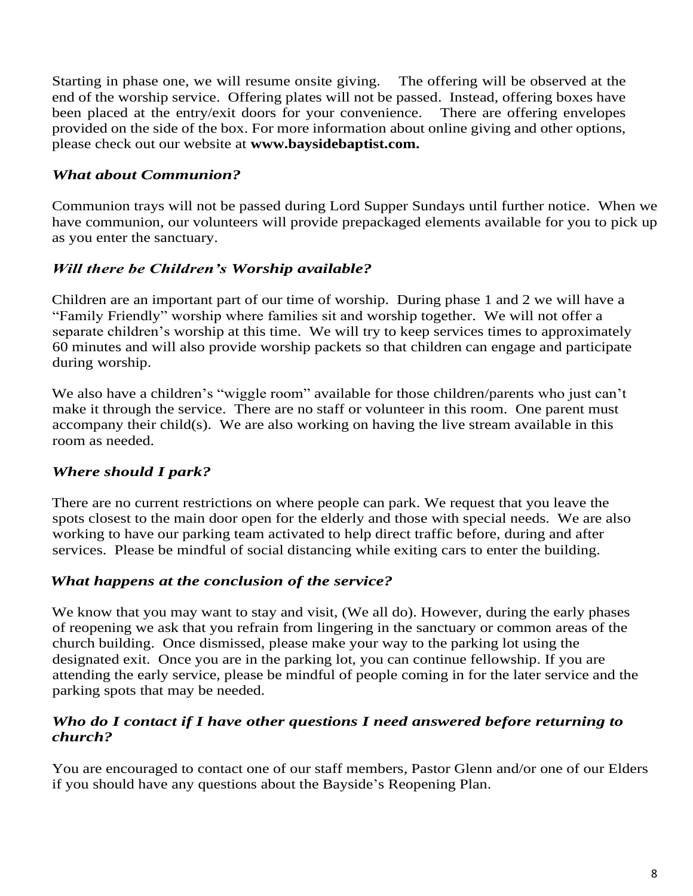Starting in phase one, we will resume onsite giving. The offering will be observed at the end of the worship service. Offering plates will not be passed. Instead, offering boxes have been placed at the entry/exit doors for your convenience. There are offering envelopes provided on the side of the box. For more information about online giving and other options, please check out our website at **www.baysidebaptist.com.**

### *What about Communion?*

Communion trays will not be passed during Lord Supper Sundays until further notice. When we have communion, our volunteers will provide prepackaged elements available for you to pick up as you enter the sanctuary.

### *Will there be Children's Worship available?*

Children are an important part of our time of worship. During phase 1 and 2 we will have a "Family Friendly" worship where families sit and worship together. We will not offer a separate children's worship at this time. We will try to keep services times to approximately 60 minutes and will also provide worship packets so that children can engage and participate during worship.

We also have a children's "wiggle room" available for those children/parents who just can't make it through the service. There are no staff or volunteer in this room. One parent must accompany their child(s). We are also working on having the live stream available in this room as needed.

### *Where should I park?*

There are no current restrictions on where people can park. We request that you leave the spots closest to the main door open for the elderly and those with special needs. We are also working to have our parking team activated to help direct traffic before, during and after services. Please be mindful of social distancing while exiting cars to enter the building.

### *What happens at the conclusion of the service?*

We know that you may want to stay and visit, (We all do). However, during the early phases of reopening we ask that you refrain from lingering in the sanctuary or common areas of the church building. Once dismissed, please make your way to the parking lot using the designated exit. Once you are in the parking lot, you can continue fellowship. If you are attending the early service, please be mindful of people coming in for the later service and the parking spots that may be needed.

### *Who do I contact if I have other questions I need answered before returning to church?*

You are encouraged to contact one of our staff members, Pastor Glenn and/or one of our Elders if you should have any questions about the Bayside's Reopening Plan.